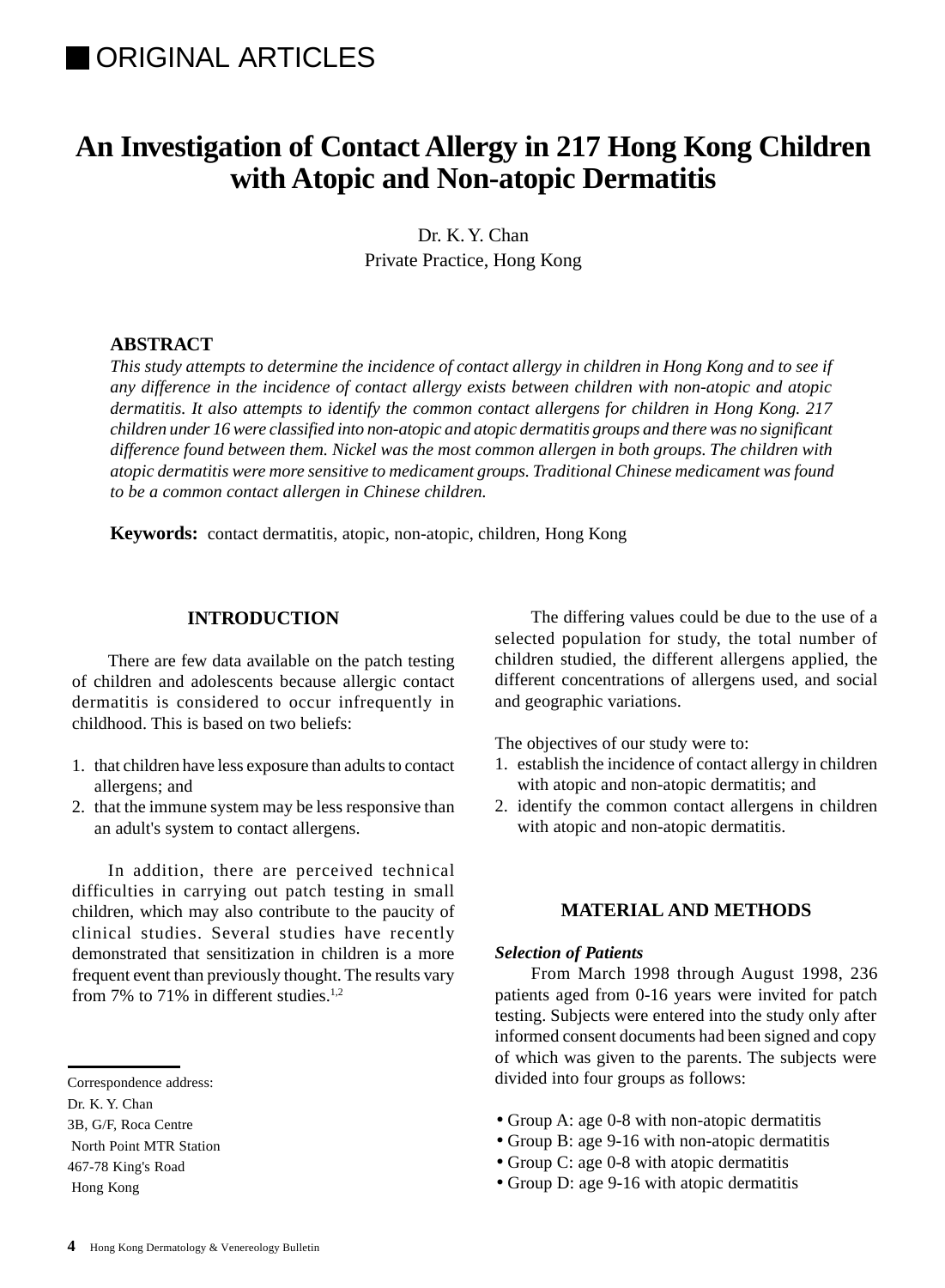■ ORIGINAL ARTICLES

# An Investigation of Contact Allergy in 217 Hong Kong Children with Atopic and Non-atopic Dermatitis

Dr. K. Y. Chan
Private Practice, Hong Kong

## ABSTRACT

*This study attempts to determine the incidence of contact allergy in children in Hong Kong and to see if any difference in the incidence of contact allergy exists between children with non-atopic and atopic dermatitis. It also attempts to identify the common contact allergens for children in Hong Kong. 217 children under 16 were classified into non-atopic and atopic dermatitis groups and there was no significant difference found between them. Nickel was the most common allergen in both groups. The children with atopic dermatitis were more sensitive to medicament groups. Traditional Chinese medicament was found to be a common contact allergen in Chinese children.*

**Keywords:** contact dermatitis, atopic, non-atopic, children, Hong Kong

## INTRODUCTION

There are few data available on the patch testing of children and adolescents because allergic contact dermatitis is considered to occur infrequently in childhood. This is based on two beliefs:

1. that children have less exposure than adults to contact allergens; and
2. that the immune system may be less responsive than an adult's system to contact allergens.

In addition, there are perceived technical difficulties in carrying out patch testing in small children, which may also contribute to the paucity of clinical studies. Several studies have recently demonstrated that sensitization in children is a more frequent event than previously thought. The results vary from 7% to 71% in different studies.[1,2]

The differing values could be due to the use of a selected population for study, the total number of children studied, the different allergens applied, the different concentrations of allergens used, and social and geographic variations.

The objectives of our study were to:

1. establish the incidence of contact allergy in children with atopic and non-atopic dermatitis; and
2. identify the common contact allergens in children with atopic and non-atopic dermatitis.

## MATERIAL AND METHODS

### *Selection of Patients*

From March 1998 through August 1998, 236 patients aged from 0-16 years were invited for patch testing. Subjects were entered into the study only after informed consent documents had been signed and copy of which was given to the parents. The subjects were divided into four groups as follows:

- Group A: age 0-8 with non-atopic dermatitis
- Group B: age 9-16 with non-atopic dermatitis
- Group C: age 0-8 with atopic dermatitis
- Group D: age 9-16 with atopic dermatitis

Correspondence address:
Dr. K. Y. Chan
3B, G/F, Roca Centre
North Point MTR Station
467-78 King's Road
Hong Kong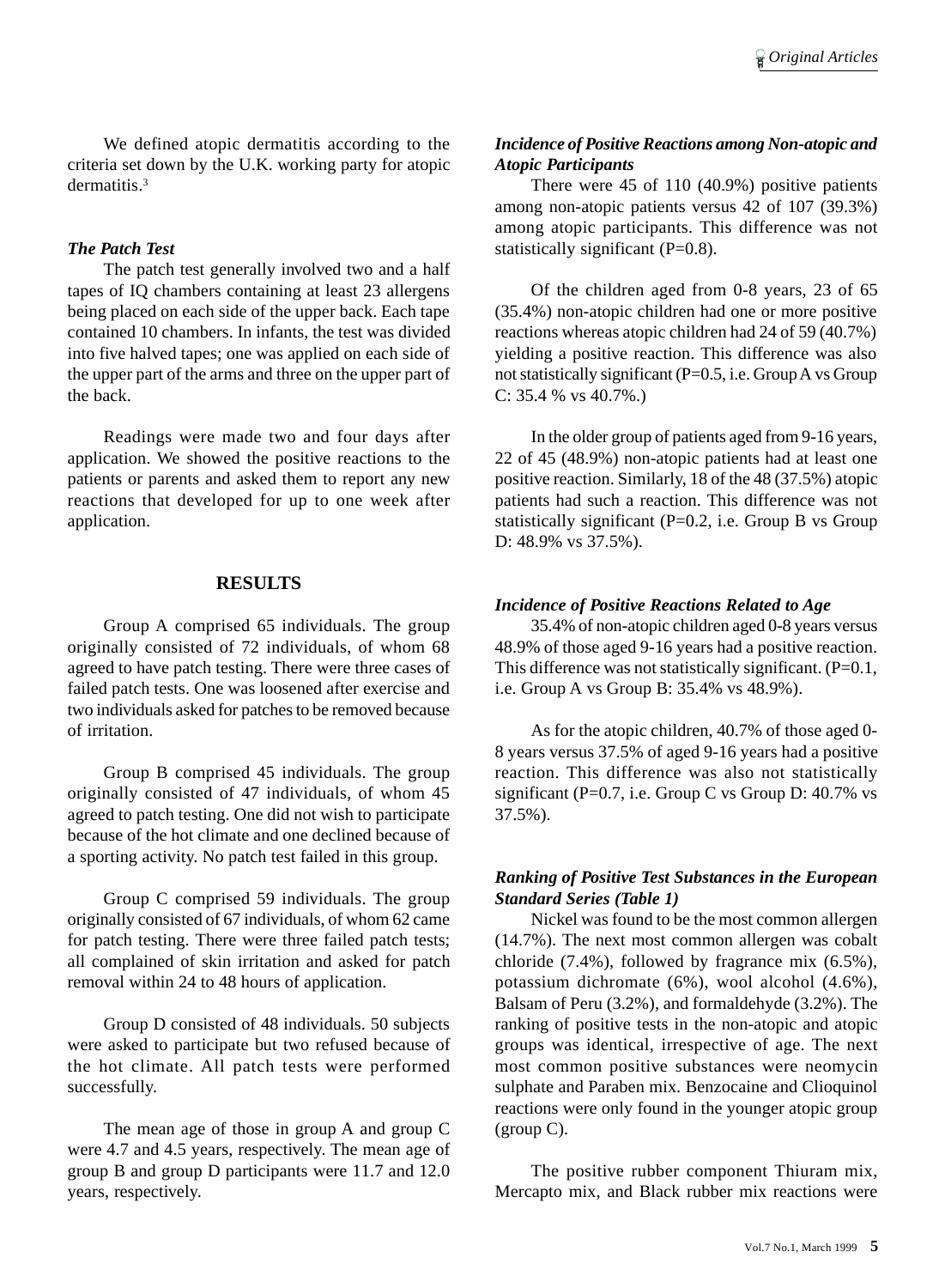We defined atopic dermatitis according to the criteria set down by the U.K. working party for atopic dermatitis.[3]

***The Patch Test***

The patch test generally involved two and a half tapes of IQ chambers containing at least 23 allergens being placed on each side of the upper back. Each tape contained 10 chambers. In infants, the test was divided into five halved tapes; one was applied on each side of the upper part of the arms and three on the upper part of the back.

Readings were made two and four days after application. We showed the positive reactions to the patients or parents and asked them to report any new reactions that developed for up to one week after application.

## RESULTS

Group A comprised 65 individuals. The group originally consisted of 72 individuals, of whom 68 agreed to have patch testing. There were three cases of failed patch tests. One was loosened after exercise and two individuals asked for patches to be removed because of irritation.

Group B comprised 45 individuals. The group originally consisted of 47 individuals, of whom 45 agreed to patch testing. One did not wish to participate because of the hot climate and one declined because of a sporting activity. No patch test failed in this group.

Group C comprised 59 individuals. The group originally consisted of 67 individuals, of whom 62 came for patch testing. There were three failed patch tests; all complained of skin irritation and asked for patch removal within 24 to 48 hours of application.

Group D consisted of 48 individuals. 50 subjects were asked to participate but two refused because of the hot climate. All patch tests were performed successfully.

The mean age of those in group A and group C were 4.7 and 4.5 years, respectively. The mean age of group B and group D participants were 11.7 and 12.0 years, respectively.

***Incidence of Positive Reactions among Non-atopic and Atopic Participants***

There were 45 of 110 (40.9%) positive patients among non-atopic patients versus 42 of 107 (39.3%) among atopic participants. This difference was not statistically significant (P=0.8).

Of the children aged from 0-8 years, 23 of 65 (35.4%) non-atopic children had one or more positive reactions whereas atopic children had 24 of 59 (40.7%) yielding a positive reaction. This difference was also not statistically significant (P=0.5, i.e. Group A vs Group C: 35.4 % vs 40.7%.)

In the older group of patients aged from 9-16 years, 22 of 45 (48.9%) non-atopic patients had at least one positive reaction. Similarly, 18 of the 48 (37.5%) atopic patients had such a reaction. This difference was not statistically significant (P=0.2, i.e. Group B vs Group D: 48.9% vs 37.5%).

***Incidence of Positive Reactions Related to Age***

35.4% of non-atopic children aged 0-8 years versus 48.9% of those aged 9-16 years had a positive reaction. This difference was not statistically significant. (P=0.1, i.e. Group A vs Group B: 35.4% vs 48.9%).

As for the atopic children, 40.7% of those aged 0-8 years versus 37.5% of aged 9-16 years had a positive reaction. This difference was also not statistically significant (P=0.7, i.e. Group C vs Group D: 40.7% vs 37.5%).

***Ranking of Positive Test Substances in the European Standard Series (Table 1)***

Nickel was found to be the most common allergen (14.7%). The next most common allergen was cobalt chloride (7.4%), followed by fragrance mix (6.5%), potassium dichromate (6%), wool alcohol (4.6%), Balsam of Peru (3.2%), and formaldehyde (3.2%). The ranking of positive tests in the non-atopic and atopic groups was identical, irrespective of age. The next most common positive substances were neomycin sulphate and Paraben mix. Benzocaine and Clioquinol reactions were only found in the younger atopic group (group C).

The positive rubber component Thiuram mix, Mercapto mix, and Black rubber mix reactions were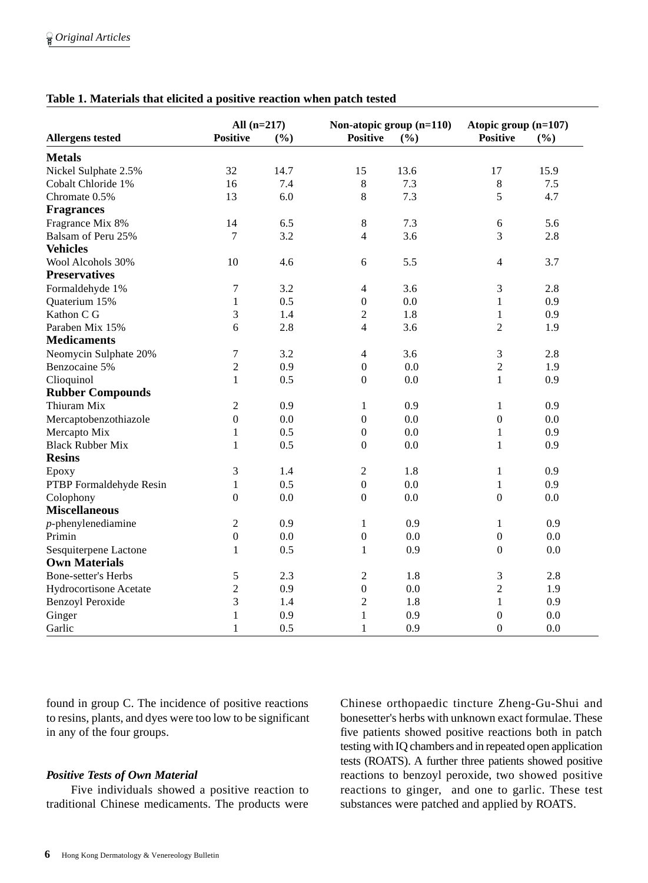**Table 1. Materials that elicited a positive reaction when patch tested**

| Allergens tested | All (n=217) Positive | (%) | Non-atopic group (n=110) Positive | (%) | Atopic group (n=107) Positive | (%) |
|---|---|---|---|---|---|---|
| **Metals** | | | | | | |
| Nickel Sulphate 2.5% | 32 | 14.7 | 15 | 13.6 | 17 | 15.9 |
| Cobalt Chloride 1% | 16 | 7.4 | 8 | 7.3 | 8 | 7.5 |
| Chromate 0.5% | 13 | 6.0 | 8 | 7.3 | 5 | 4.7 |
| **Fragrances** | | | | | | |
| Fragrance Mix 8% | 14 | 6.5 | 8 | 7.3 | 6 | 5.6 |
| Balsam of Peru 25% | 7 | 3.2 | 4 | 3.6 | 3 | 2.8 |
| **Vehicles** | | | | | | |
| Wool Alcohols 30% | 10 | 4.6 | 6 | 5.5 | 4 | 3.7 |
| **Preservatives** | | | | | | |
| Formaldehyde 1% | 7 | 3.2 | 4 | 3.6 | 3 | 2.8 |
| Quaterium 15% | 1 | 0.5 | 0 | 0.0 | 1 | 0.9 |
| Kathon C G | 3 | 1.4 | 2 | 1.8 | 1 | 0.9 |
| Paraben Mix 15% | 6 | 2.8 | 4 | 3.6 | 2 | 1.9 |
| **Medicaments** | | | | | | |
| Neomycin Sulphate 20% | 7 | 3.2 | 4 | 3.6 | 3 | 2.8 |
| Benzocaine 5% | 2 | 0.9 | 0 | 0.0 | 2 | 1.9 |
| Clioquinol | 1 | 0.5 | 0 | 0.0 | 1 | 0.9 |
| **Rubber Compounds** | | | | | | |
| Thiuram Mix | 2 | 0.9 | 1 | 0.9 | 1 | 0.9 |
| Mercaptobenzothiazole | 0 | 0.0 | 0 | 0.0 | 0 | 0.0 |
| Mercapto Mix | 1 | 0.5 | 0 | 0.0 | 1 | 0.9 |
| Black Rubber Mix | 1 | 0.5 | 0 | 0.0 | 1 | 0.9 |
| **Resins** | | | | | | |
| Epoxy | 3 | 1.4 | 2 | 1.8 | 1 | 0.9 |
| PTBP Formaldehyde Resin | 1 | 0.5 | 0 | 0.0 | 1 | 0.9 |
| Colophony | 0 | 0.0 | 0 | 0.0 | 0 | 0.0 |
| **Miscellaneous** | | | | | | |
| *p*-phenylenediamine | 2 | 0.9 | 1 | 0.9 | 1 | 0.9 |
| Primin | 0 | 0.0 | 0 | 0.0 | 0 | 0.0 |
| Sesquiterpene Lactone | 1 | 0.5 | 1 | 0.9 | 0 | 0.0 |
| **Own Materials** | | | | | | |
| Bone-setter's Herbs | 5 | 2.3 | 2 | 1.8 | 3 | 2.8 |
| Hydrocortisone Acetate | 2 | 0.9 | 0 | 0.0 | 2 | 1.9 |
| Benzoyl Peroxide | 3 | 1.4 | 2 | 1.8 | 1 | 0.9 |
| Ginger | 1 | 0.9 | 1 | 0.9 | 0 | 0.0 |
| Garlic | 1 | 0.5 | 1 | 0.9 | 0 | 0.0 |

found in group C. The incidence of positive reactions to resins, plants, and dyes were too low to be significant in any of the four groups.

### *Positive Tests of Own Material*

Five individuals showed a positive reaction to traditional Chinese medicaments. The products were Chinese orthopaedic tincture Zheng-Gu-Shui and bonesetter's herbs with unknown exact formulae. These five patients showed positive reactions both in patch testing with IQ chambers and in repeated open application tests (ROATS). A further three patients showed positive reactions to benzoyl peroxide, two showed positive reactions to ginger, and one to garlic. These test substances were patched and applied by ROATS.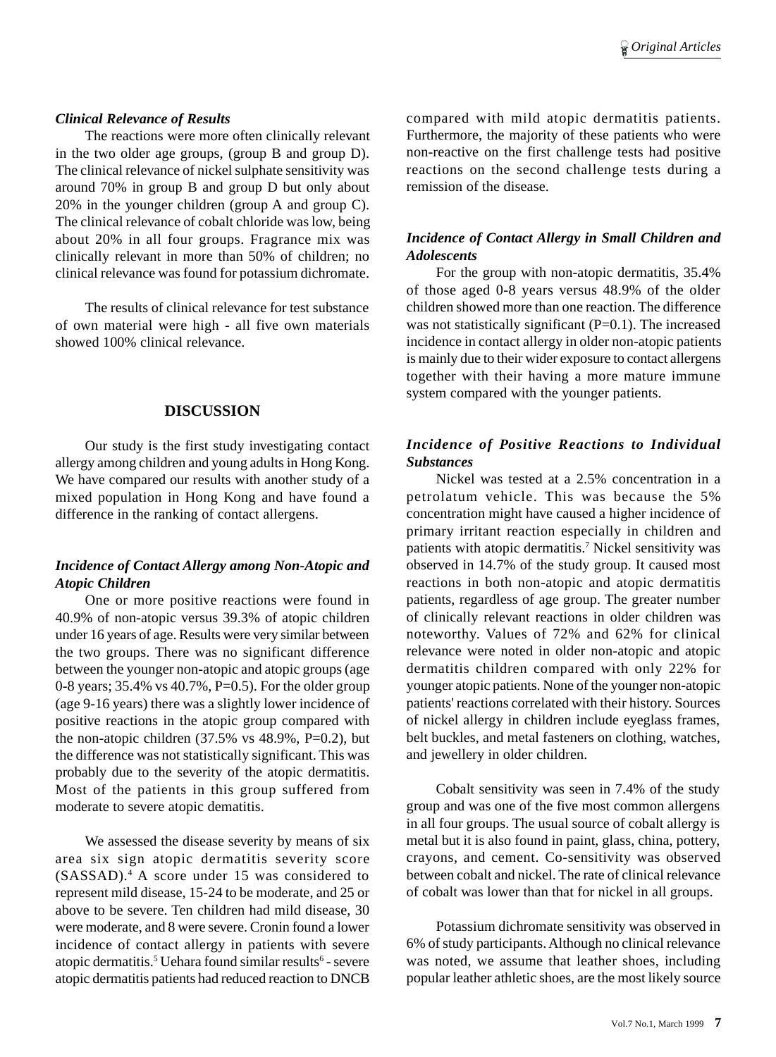### *Clinical Relevance of Results*

The reactions were more often clinically relevant in the two older age groups, (group B and group D). The clinical relevance of nickel sulphate sensitivity was around 70% in group B and group D but only about 20% in the younger children (group A and group C). The clinical relevance of cobalt chloride was low, being about 20% in all four groups. Fragrance mix was clinically relevant in more than 50% of children; no clinical relevance was found for potassium dichromate.

The results of clinical relevance for test substance of own material were high - all five own materials showed 100% clinical relevance.

## DISCUSSION

Our study is the first study investigating contact allergy among children and young adults in Hong Kong. We have compared our results with another study of a mixed population in Hong Kong and have found a difference in the ranking of contact allergens.

### *Incidence of Contact Allergy among Non-Atopic and Atopic Children*

One or more positive reactions were found in 40.9% of non-atopic versus 39.3% of atopic children under 16 years of age. Results were very similar between the two groups. There was no significant difference between the younger non-atopic and atopic groups (age 0-8 years; 35.4% vs 40.7%, P=0.5). For the older group (age 9-16 years) there was a slightly lower incidence of positive reactions in the atopic group compared with the non-atopic children (37.5% vs 48.9%, P=0.2), but the difference was not statistically significant. This was probably due to the severity of the atopic dermatitis. Most of the patients in this group suffered from moderate to severe atopic dematitis.

We assessed the disease severity by means of six area six sign atopic dermatitis severity score (SASSAD).[4] A score under 15 was considered to represent mild disease, 15-24 to be moderate, and 25 or above to be severe. Ten children had mild disease, 30 were moderate, and 8 were severe. Cronin found a lower incidence of contact allergy in patients with severe atopic dermatitis.[5] Uehara found similar results[6] - severe atopic dermatitis patients had reduced reaction to DNCB compared with mild atopic dermatitis patients. Furthermore, the majority of these patients who were non-reactive on the first challenge tests had positive reactions on the second challenge tests during a remission of the disease.

### *Incidence of Contact Allergy in Small Children and Adolescents*

For the group with non-atopic dermatitis, 35.4% of those aged 0-8 years versus 48.9% of the older children showed more than one reaction. The difference was not statistically significant (P=0.1). The increased incidence in contact allergy in older non-atopic patients is mainly due to their wider exposure to contact allergens together with their having a more mature immune system compared with the younger patients.

### *Incidence of Positive Reactions to Individual Substances*

Nickel was tested at a 2.5% concentration in a petrolatum vehicle. This was because the 5% concentration might have caused a higher incidence of primary irritant reaction especially in children and patients with atopic dermatitis.[7] Nickel sensitivity was observed in 14.7% of the study group. It caused most reactions in both non-atopic and atopic dermatitis patients, regardless of age group. The greater number of clinically relevant reactions in older children was noteworthy. Values of 72% and 62% for clinical relevance were noted in older non-atopic and atopic dermatitis children compared with only 22% for younger atopic patients. None of the younger non-atopic patients' reactions correlated with their history. Sources of nickel allergy in children include eyeglass frames, belt buckles, and metal fasteners on clothing, watches, and jewellery in older children.

Cobalt sensitivity was seen in 7.4% of the study group and was one of the five most common allergens in all four groups. The usual source of cobalt allergy is metal but it is also found in paint, glass, china, pottery, crayons, and cement. Co-sensitivity was observed between cobalt and nickel. The rate of clinical relevance of cobalt was lower than that for nickel in all groups.

Potassium dichromate sensitivity was observed in 6% of study participants. Although no clinical relevance was noted, we assume that leather shoes, including popular leather athletic shoes, are the most likely source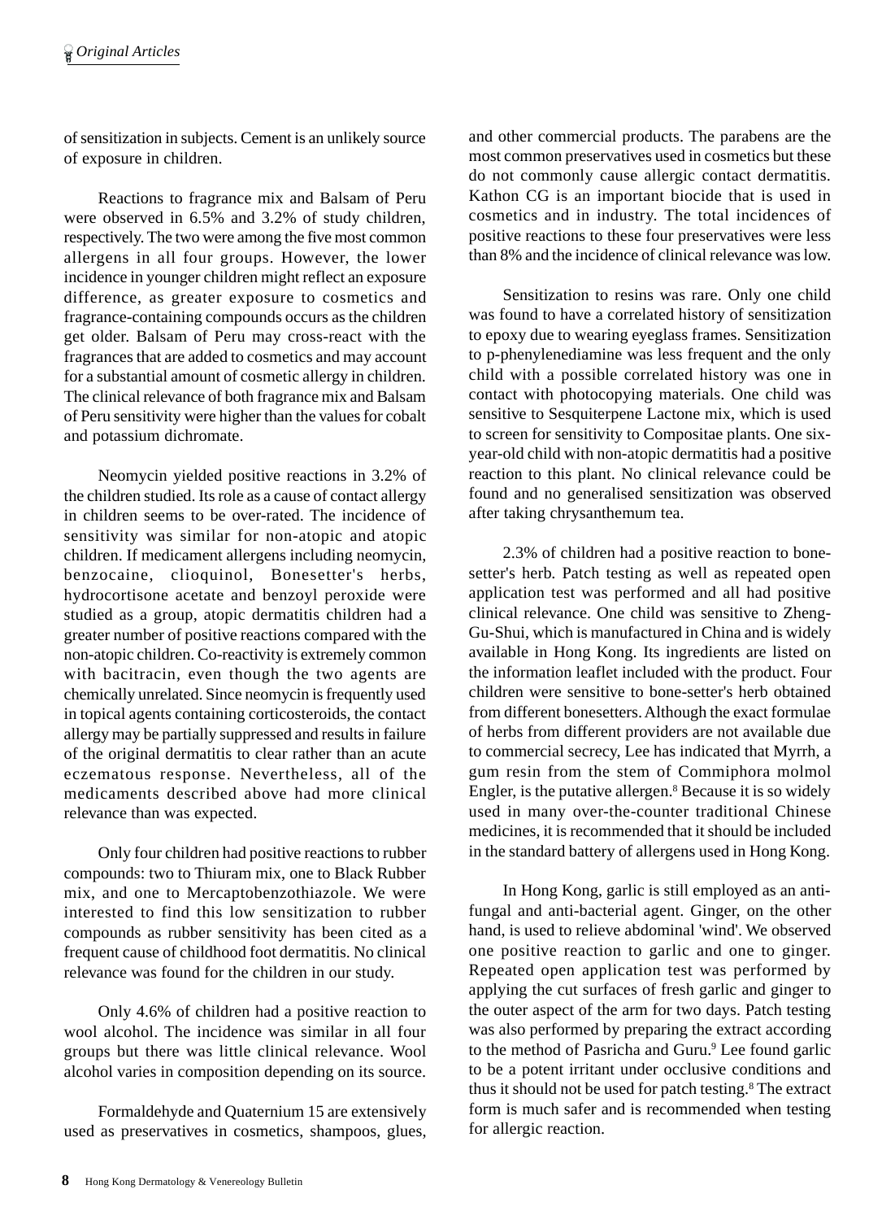of sensitization in subjects. Cement is an unlikely source of exposure in children.

Reactions to fragrance mix and Balsam of Peru were observed in 6.5% and 3.2% of study children, respectively. The two were among the five most common allergens in all four groups. However, the lower incidence in younger children might reflect an exposure difference, as greater exposure to cosmetics and fragrance-containing compounds occurs as the children get older. Balsam of Peru may cross-react with the fragrances that are added to cosmetics and may account for a substantial amount of cosmetic allergy in children. The clinical relevance of both fragrance mix and Balsam of Peru sensitivity were higher than the values for cobalt and potassium dichromate.

Neomycin yielded positive reactions in 3.2% of the children studied. Its role as a cause of contact allergy in children seems to be over-rated. The incidence of sensitivity was similar for non-atopic and atopic children. If medicament allergens including neomycin, benzocaine, clioquinol, Bonesetter's herbs, hydrocortisone acetate and benzoyl peroxide were studied as a group, atopic dermatitis children had a greater number of positive reactions compared with the non-atopic children. Co-reactivity is extremely common with bacitracin, even though the two agents are chemically unrelated. Since neomycin is frequently used in topical agents containing corticosteroids, the contact allergy may be partially suppressed and results in failure of the original dermatitis to clear rather than an acute eczematous response. Nevertheless, all of the medicaments described above had more clinical relevance than was expected.

Only four children had positive reactions to rubber compounds: two to Thiuram mix, one to Black Rubber mix, and one to Mercaptobenzothiazole. We were interested to find this low sensitization to rubber compounds as rubber sensitivity has been cited as a frequent cause of childhood foot dermatitis. No clinical relevance was found for the children in our study.

Only 4.6% of children had a positive reaction to wool alcohol. The incidence was similar in all four groups but there was little clinical relevance. Wool alcohol varies in composition depending on its source.

Formaldehyde and Quaternium 15 are extensively used as preservatives in cosmetics, shampoos, glues, and other commercial products. The parabens are the most common preservatives used in cosmetics but these do not commonly cause allergic contact dermatitis. Kathon CG is an important biocide that is used in cosmetics and in industry. The total incidences of positive reactions to these four preservatives were less than 8% and the incidence of clinical relevance was low.

Sensitization to resins was rare. Only one child was found to have a correlated history of sensitization to epoxy due to wearing eyeglass frames. Sensitization to p-phenylenediamine was less frequent and the only child with a possible correlated history was one in contact with photocopying materials. One child was sensitive to Sesquiterpene Lactone mix, which is used to screen for sensitivity to Compositae plants. One six-year-old child with non-atopic dermatitis had a positive reaction to this plant. No clinical relevance could be found and no generalised sensitization was observed after taking chrysanthemum tea.

2.3% of children had a positive reaction to bone-setter's herb. Patch testing as well as repeated open application test was performed and all had positive clinical relevance. One child was sensitive to Zheng-Gu-Shui, which is manufactured in China and is widely available in Hong Kong. Its ingredients are listed on the information leaflet included with the product. Four children were sensitive to bone-setter's herb obtained from different bonesetters. Although the exact formulae of herbs from different providers are not available due to commercial secrecy, Lee has indicated that Myrrh, a gum resin from the stem of Commiphora molmol Engler, is the putative allergen.[8] Because it is so widely used in many over-the-counter traditional Chinese medicines, it is recommended that it should be included in the standard battery of allergens used in Hong Kong.

In Hong Kong, garlic is still employed as an anti-fungal and anti-bacterial agent. Ginger, on the other hand, is used to relieve abdominal 'wind'. We observed one positive reaction to garlic and one to ginger. Repeated open application test was performed by applying the cut surfaces of fresh garlic and ginger to the outer aspect of the arm for two days. Patch testing was also performed by preparing the extract according to the method of Pasricha and Guru.[9] Lee found garlic to be a potent irritant under occlusive conditions and thus it should not be used for patch testing.[8] The extract form is much safer and is recommended when testing for allergic reaction.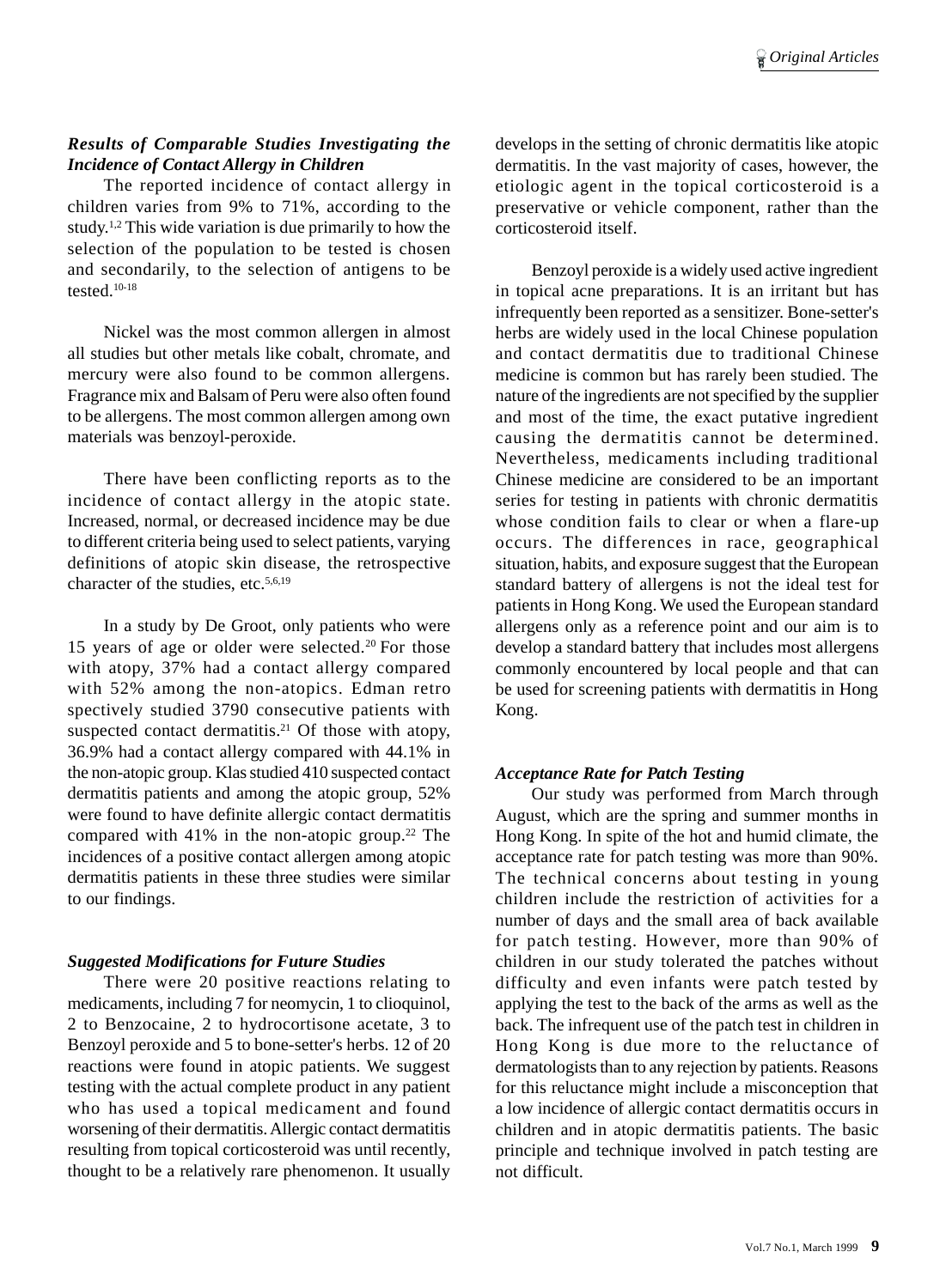### *Results of Comparable Studies Investigating the Incidence of Contact Allergy in Children*

The reported incidence of contact allergy in children varies from 9% to 71%, according to the study.[1,2] This wide variation is due primarily to how the selection of the population to be tested is chosen and secondarily, to the selection of antigens to be tested.[10-18]

Nickel was the most common allergen in almost all studies but other metals like cobalt, chromate, and mercury were also found to be common allergens. Fragrance mix and Balsam of Peru were also often found to be allergens. The most common allergen among own materials was benzoyl-peroxide.

There have been conflicting reports as to the incidence of contact allergy in the atopic state. Increased, normal, or decreased incidence may be due to different criteria being used to select patients, varying definitions of atopic skin disease, the retrospective character of the studies, etc.[5,6,19]

In a study by De Groot, only patients who were 15 years of age or older were selected.[20] For those with atopy, 37% had a contact allergy compared with 52% among the non-atopics. Edman retro spectively studied 3790 consecutive patients with suspected contact dermatitis.[21] Of those with atopy, 36.9% had a contact allergy compared with 44.1% in the non-atopic group. Klas studied 410 suspected contact dermatitis patients and among the atopic group, 52% were found to have definite allergic contact dermatitis compared with 41% in the non-atopic group.[22] The incidences of a positive contact allergen among atopic dermatitis patients in these three studies were similar to our findings.

### *Suggested Modifications for Future Studies*

There were 20 positive reactions relating to medicaments, including 7 for neomycin, 1 to clioquinol, 2 to Benzocaine, 2 to hydrocortisone acetate, 3 to Benzoyl peroxide and 5 to bone-setter's herbs. 12 of 20 reactions were found in atopic patients. We suggest testing with the actual complete product in any patient who has used a topical medicament and found worsening of their dermatitis. Allergic contact dermatitis resulting from topical corticosteroid was until recently, thought to be a relatively rare phenomenon. It usually develops in the setting of chronic dermatitis like atopic dermatitis. In the vast majority of cases, however, the etiologic agent in the topical corticosteroid is a preservative or vehicle component, rather than the corticosteroid itself.

Benzoyl peroxide is a widely used active ingredient in topical acne preparations. It is an irritant but has infrequently been reported as a sensitizer. Bone-setter's herbs are widely used in the local Chinese population and contact dermatitis due to traditional Chinese medicine is common but has rarely been studied. The nature of the ingredients are not specified by the supplier and most of the time, the exact putative ingredient causing the dermatitis cannot be determined. Nevertheless, medicaments including traditional Chinese medicine are considered to be an important series for testing in patients with chronic dermatitis whose condition fails to clear or when a flare-up occurs. The differences in race, geographical situation, habits, and exposure suggest that the European standard battery of allergens is not the ideal test for patients in Hong Kong. We used the European standard allergens only as a reference point and our aim is to develop a standard battery that includes most allergens commonly encountered by local people and that can be used for screening patients with dermatitis in Hong Kong.

### *Acceptance Rate for Patch Testing*

Our study was performed from March through August, which are the spring and summer months in Hong Kong. In spite of the hot and humid climate, the acceptance rate for patch testing was more than 90%. The technical concerns about testing in young children include the restriction of activities for a number of days and the small area of back available for patch testing. However, more than 90% of children in our study tolerated the patches without difficulty and even infants were patch tested by applying the test to the back of the arms as well as the back. The infrequent use of the patch test in children in Hong Kong is due more to the reluctance of dermatologists than to any rejection by patients. Reasons for this reluctance might include a misconception that a low incidence of allergic contact dermatitis occurs in children and in atopic dermatitis patients. The basic principle and technique involved in patch testing are not difficult.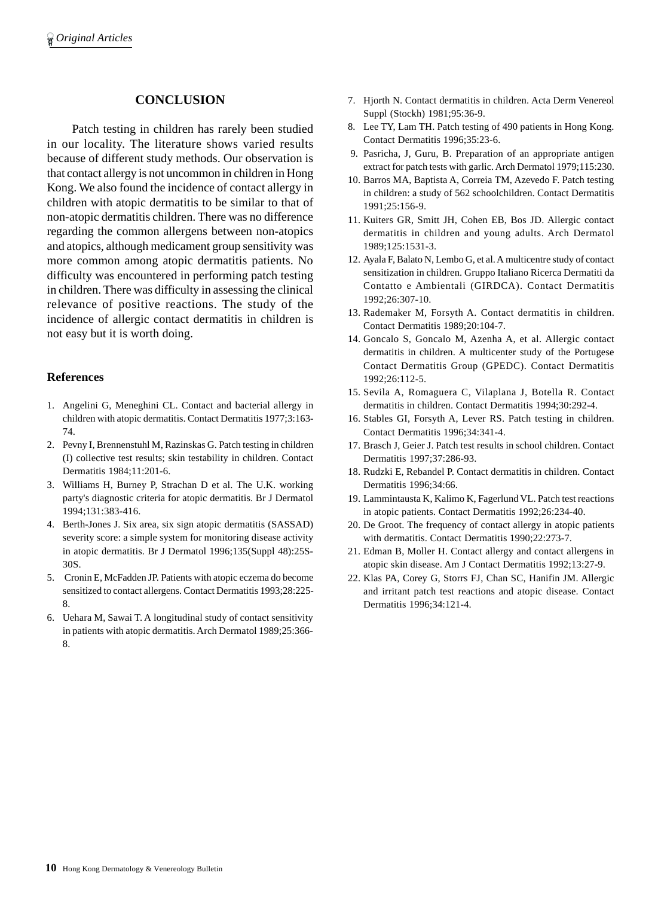## CONCLUSION

Patch testing in children has rarely been studied in our locality. The literature shows varied results because of different study methods. Our observation is that contact allergy is not uncommon in children in Hong Kong. We also found the incidence of contact allergy in children with atopic dermatitis to be similar to that of non-atopic dermatitis children. There was no difference regarding the common allergens between non-atopics and atopics, although medicament group sensitivity was more common among atopic dermatitis patients. No difficulty was encountered in performing patch testing in children. There was difficulty in assessing the clinical relevance of positive reactions. The study of the incidence of allergic contact dermatitis in children is not easy but it is worth doing.

### References

1. Angelini G, Meneghini CL. Contact and bacterial allergy in children with atopic dermatitis. Contact Dermatitis 1977;3:163-74.
2. Pevny I, Brennenstuhl M, Razinskas G. Patch testing in children (I) collective test results; skin testability in children. Contact Dermatitis 1984;11:201-6.
3. Williams H, Burney P, Strachan D et al. The U.K. working party's diagnostic criteria for atopic dermatitis. Br J Dermatol 1994;131:383-416.
4. Berth-Jones J. Six area, six sign atopic dermatitis (SASSAD) severity score: a simple system for monitoring disease activity in atopic dermatitis. Br J Dermatol 1996;135(Suppl 48):25S-30S.
5. Cronin E, McFadden JP. Patients with atopic eczema do become sensitized to contact allergens. Contact Dermatitis 1993;28:225-8.
6. Uehara M, Sawai T. A longitudinal study of contact sensitivity in patients with atopic dermatitis. Arch Dermatol 1989;25:366-8.
7. Hjorth N. Contact dermatitis in children. Acta Derm Venereol Suppl (Stockh) 1981;95:36-9.
8. Lee TY, Lam TH. Patch testing of 490 patients in Hong Kong. Contact Dermatitis 1996;35:23-6.
9. Pasricha, J, Guru, B. Preparation of an appropriate antigen extract for patch tests with garlic. Arch Dermatol 1979;115:230.
10. Barros MA, Baptista A, Correia TM, Azevedo F. Patch testing in children: a study of 562 schoolchildren. Contact Dermatitis 1991;25:156-9.
11. Kuiters GR, Smitt JH, Cohen EB, Bos JD. Allergic contact dermatitis in children and young adults. Arch Dermatol 1989;125:1531-3.
12. Ayala F, Balato N, Lembo G, et al. A multicentre study of contact sensitization in children. Gruppo Italiano Ricerca Dermatiti da Contatto e Ambientali (GIRDCA). Contact Dermatitis 1992;26:307-10.
13. Rademaker M, Forsyth A. Contact dermatitis in children. Contact Dermatitis 1989;20:104-7.
14. Goncalo S, Goncalo M, Azenha A, et al. Allergic contact dermatitis in children. A multicenter study of the Portugese Contact Dermatitis Group (GPEDC). Contact Dermatitis 1992;26:112-5.
15. Sevila A, Romaguera C, Vilaplana J, Botella R. Contact dermatitis in children. Contact Dermatitis 1994;30:292-4.
16. Stables GI, Forsyth A, Lever RS. Patch testing in children. Contact Dermatitis 1996;34:341-4.
17. Brasch J, Geier J. Patch test results in school children. Contact Dermatitis 1997;37:286-93.
18. Rudzki E, Rebandel P. Contact dermatitis in children. Contact Dermatitis 1996;34:66.
19. Lammintausta K, Kalimo K, Fagerlund VL. Patch test reactions in atopic patients. Contact Dermatitis 1992;26:234-40.
20. De Groot. The frequency of contact allergy in atopic patients with dermatitis. Contact Dermatitis 1990;22:273-7.
21. Edman B, Moller H. Contact allergy and contact allergens in atopic skin disease. Am J Contact Dermatitis 1992;13:27-9.
22. Klas PA, Corey G, Storrs FJ, Chan SC, Hanifin JM. Allergic and irritant patch test reactions and atopic disease. Contact Dermatitis 1996;34:121-4.